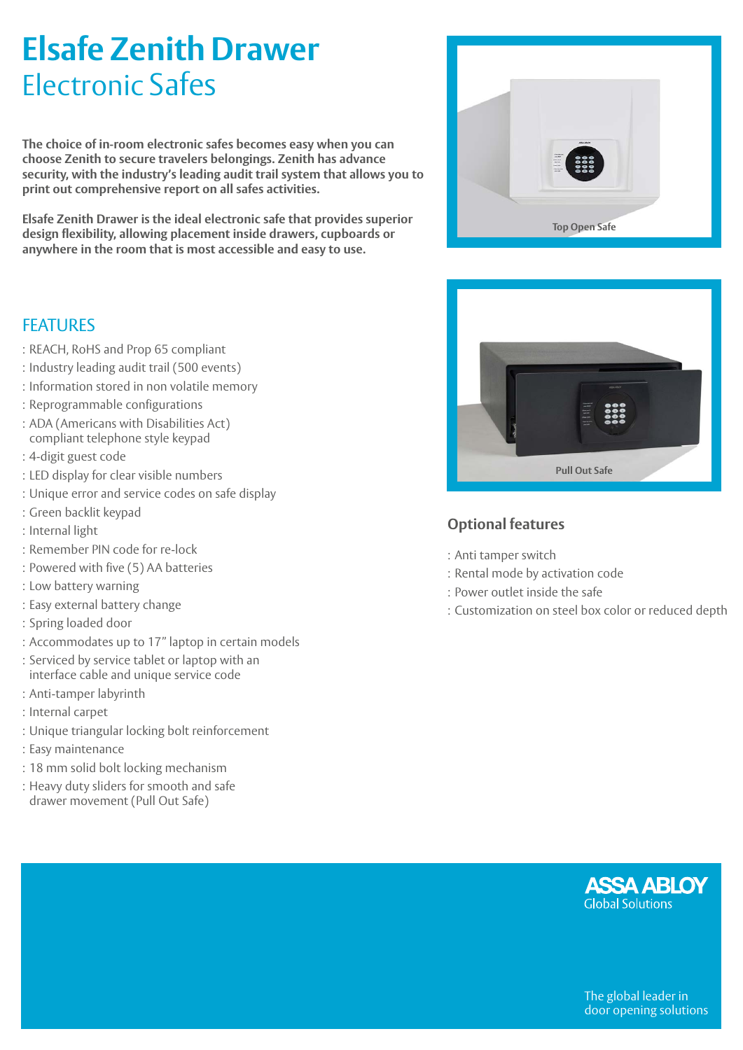# Elsafe Zenith Drawer

## Electronic Safes

**The choice of in-room electronic safes becomes easy when you can choose Zenith to secure travelers belongings. Zenith has advance security, with the industry's leading audit trail system that allows you to print out comprehensive report on all safes activities.**

**Elsafe Zenith Drawer is the ideal electronic safe that provides superior design flexibility, allowing placement inside drawers, cupboards or anywhere in the room that is most accessible and easy to use.**

Top Open Safe

Pull Out Safe

## FEATURES

: REACH, RoHS and Prop 65 compliant
: Industry leading audit trail (500 events)
: Information stored in non volatile memory
: Reprogrammable configurations
: ADA (Americans with Disabilities Act) compliant telephone style keypad
: 4-digit guest code
: LED display for clear visible numbers
: Unique error and service codes on safe display
: Green backlit keypad
: Internal light
: Remember PIN code for re-lock
: Powered with five (5) AA batteries
: Low battery warning
: Easy external battery change
: Spring loaded door
: Accommodates up to 17" laptop in certain models
: Serviced by service tablet or laptop with an interface cable and unique service code
: Anti-tamper labyrinth
: Internal carpet
: Unique triangular locking bolt reinforcement
: Easy maintenance
: 18 mm solid bolt locking mechanism
: Heavy duty sliders for smooth and safe drawer movement (Pull Out Safe)

## Optional features

: Anti tamper switch
: Rental mode by activation code
: Power outlet inside the safe
: Customization on steel box color or reduced depth

ASSA ABLOY
Global Solutions

The global leader in door opening solutions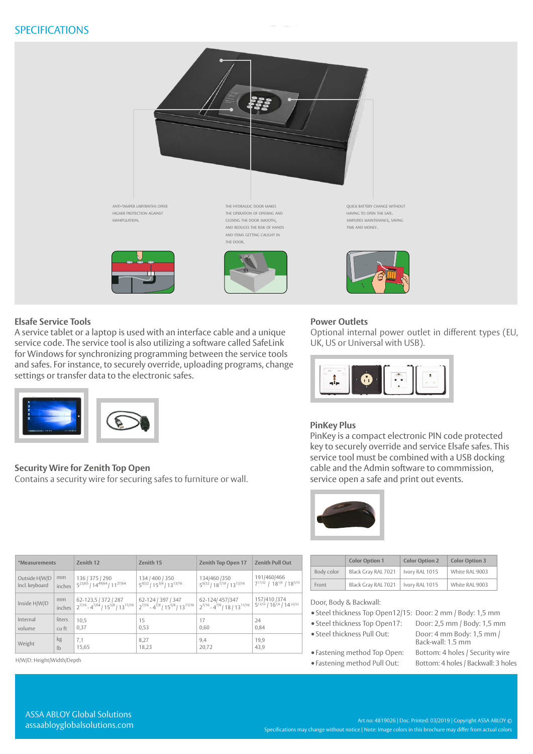## SPECIFICATIONS

ANTI-TAMPER LABYRINTHS OFFER HIGHER PROTECTION AGAINST MANIPULATION.

THE HYDRAULIC DOOR MAKES THE OPERATION OF OPENING AND CLOSING THE DOOR SMOOTH, AND REDUCES THE RISK OF HANDS AND ITEMS GETTING CAUGHT IN THE DOOR.

QUICK BATTERY CHANGE WITHOUT HAVING TO OPEN THE SAFE. SIMPLIFIES MAINTENANCE, SAVING TIME AND MONEY.

### Elsafe Service Tools

A service tablet or a laptop is used with an interface cable and a unique service code. The service tool is also utilizing a software called SafeLink for Windows for synchronizing programming between the service tools and safes. For instance, to securely override, uploading programs, change settings or transfer data to the electronic safes.

### Security Wire for Zenith Top Open

Contains a security wire for securing safes to furniture or wall.

### Power Outlets

Optional internal power outlet in different types (EU, UK, US or Universal with USB).

### PinKey Plus

PinKey is a compact electronic PIN code protected key to securely override and service Elsafe safes. This service tool must be combined with a USB docking cable and the Admin software to commmission, service open a safe and print out events.

| *Measurements | | Zenith 12 | Zenith 15 | Zenith Top Open 17 | Zenith Pull Out |
|---|---|---|---|---|---|
| Outside H/W/D Incl. keyboard | mm<br>inches | 136 / 375 / 290<br>5 23/65 / 14 49/64 / 11 27/64 | 134 / 400 / 350<br>5 9/32 / 15 3/4 / 13 13/16 | 134/460 /350<br>5 9/32 / 18 1/18 / 13 13/16 | 191/460/466<br>7 17/32 / 18 1/8 / 18 5/16 |
| Inside H/W/D | mm<br>inches | 62-123,5 / 372 / 287<br>2 7/16 - 4 7/64 / 15 5/8 / 13 11/16 | 62-124 / 397 / 347<br>2 7/16 - 4 7/8 / 15 5/8 / 13 11/16 | 62-124/ 457/347<br>2 7/16 - 4 7/8 / 18 / 13 11/16 | 157/410 /374<br>5 13/16 / 16 1/8 / 14 22/32 |
| Internal volume | liters<br>cu ft | 10,5<br>0,37 | 15<br>0,53 | 17<br>0,60 | 24<br>0,84 |
| Weight | kg<br>lb | 7,1<br>15,65 | 8,27<br>18,23 | 9,4<br>20,72 | 19,9<br>43,9 |

H/W/D: Height/Width/Depth

| | Color Option 1 | Color Option 2 | Color Option 3 |
|---|---|---|---|
| Body color | Black Gray RAL 7021 | Ivory RAL 1015 | White RAL 9003 |
| Front | Black Gray RAL 7021 | Ivory RAL 1015 | White RAL 9003 |

Door, Body & Backwall:

- Steel thickness Top Open12/15: Door: 2 mm / Body: 1,5 mm
- Steel thickness Top Open17: Door: 2,5 mm / Body: 1,5 mm
- Steel thickness Pull Out: Door: 4 mm Body: 1,5 mm / Back-wall: 1.5 mm
- Fastening method Top Open: Bottom: 4 holes / Security wire
- Fastening method Pull Out: Bottom: 4 holes / Backwall: 3 holes

ASSA ABLOY Global Solutions
assaabloyglobalsolutions.com

Art no: 4819026 | Doc. Printed: 03/2019 | Copyright ASSA ABLOY ©
Specifications may change without notice | Note: Image colors in this brochure may differ from actual colors